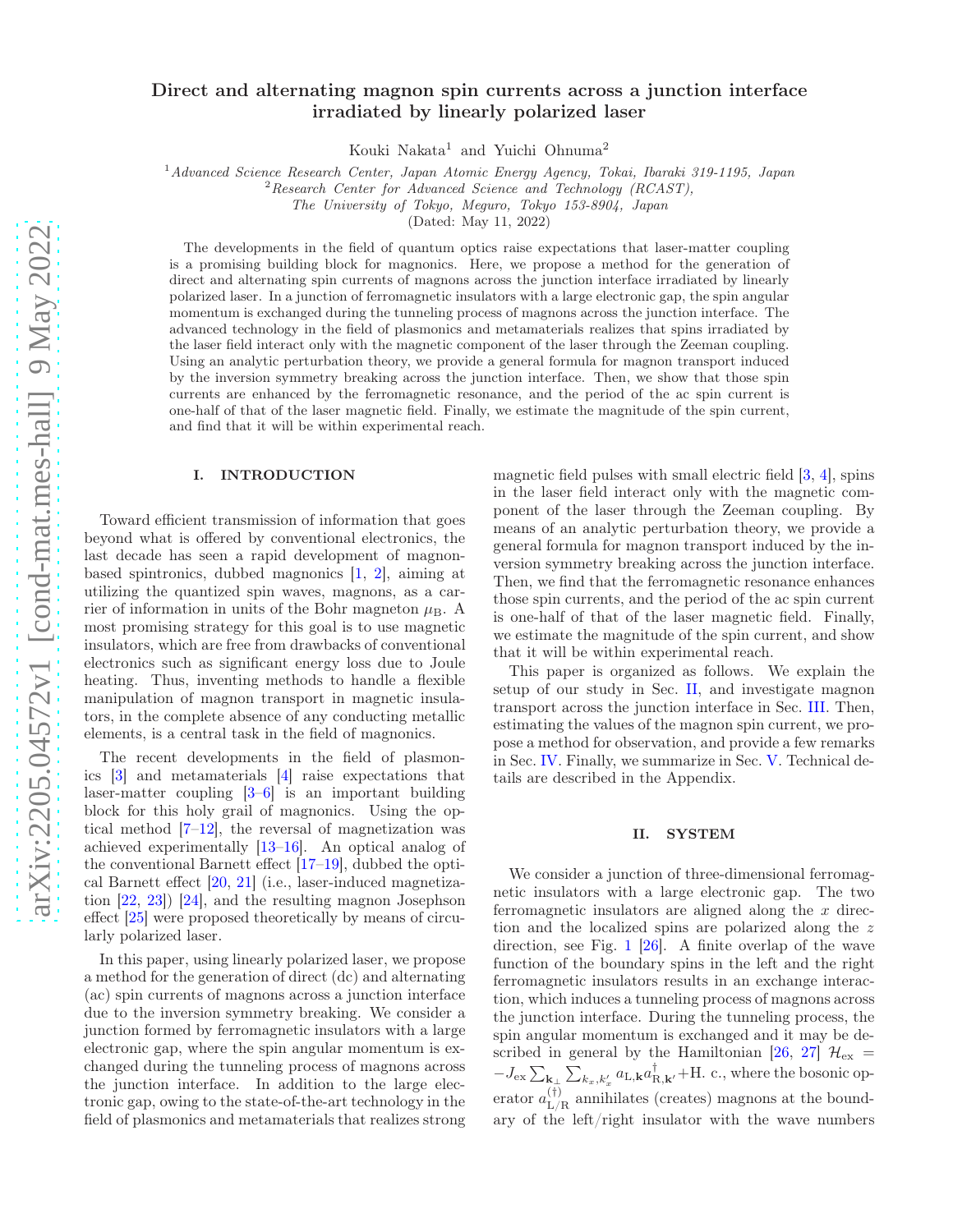# Direct and alternating magnon spin currents across a junction interface irradiated by linearly polarized laser

Kouki Nakata[1] and Yuichi Ohnuma[2]

[1] *Advanced Science Research Center, Japan Atomic Energy Agency, Tokai, Ibaraki 319-1195, Japan*
[2] *Research Center for Advanced Science and Technology (RCAST), The University of Tokyo, Meguro, Tokyo 153-8904, Japan*

(Dated: May 11, 2022)

The developments in the field of quantum optics raise expectations that laser-matter coupling is a promising building block for magnonics. Here, we propose a method for the generation of direct and alternating spin currents of magnons across the junction interface irradiated by linearly polarized laser. In a junction of ferromagnetic insulators with a large electronic gap, the spin angular momentum is exchanged during the tunneling process of magnons across the junction interface. The advanced technology in the field of plasmonics and metamaterials realizes that spins irradiated by the laser field interact only with the magnetic component of the laser through the Zeeman coupling. Using an analytic perturbation theory, we provide a general formula for magnon transport induced by the inversion symmetry breaking across the junction interface. Then, we show that those spin currents are enhanced by the ferromagnetic resonance, and the period of the ac spin current is one-half of that of the laser magnetic field. Finally, we estimate the magnitude of the spin current, and find that it will be within experimental reach.

## I. INTRODUCTION

Toward efficient transmission of information that goes beyond what is offered by conventional electronics, the last decade has seen a rapid development of magnon-based spintronics, dubbed magnonics [1, 2], aiming at utilizing the quantized spin waves, magnons, as a carrier of information in units of the Bohr magneton $\mu_{\rm B}$. A most promising strategy for this goal is to use magnetic insulators, which are free from drawbacks of conventional electronics such as significant energy loss due to Joule heating. Thus, inventing methods to handle a flexible manipulation of magnon transport in magnetic insulators, in the complete absence of any conducting metallic elements, is a central task in the field of magnonics.

The recent developments in the field of plasmonics [3] and metamaterials [4] raise expectations that laser-matter coupling [3–6] is an important building block for this holy grail of magnonics. Using the optical method [7–12], the reversal of magnetization was achieved experimentally [13–16]. An optical analog of the conventional Barnett effect [17–19], dubbed the optical Barnett effect [20, 21] (i.e., laser-induced magnetization [22, 23]) [24], and the resulting magnon Josephson effect [25] were proposed theoretically by means of circularly polarized laser.

In this paper, using linearly polarized laser, we propose a method for the generation of direct (dc) and alternating (ac) spin currents of magnons across a junction interface due to the inversion symmetry breaking. We consider a junction formed by ferromagnetic insulators with a large electronic gap, where the spin angular momentum is exchanged during the tunneling process of magnons across the junction interface. In addition to the large electronic gap, owing to the state-of-the-art technology in the field of plasmonics and metamaterials that realizes strong magnetic field pulses with small electric field [3, 4], spins in the laser field interact only with the magnetic component of the laser through the Zeeman coupling. By means of an analytic perturbation theory, we provide a general formula for magnon transport induced by the inversion symmetry breaking across the junction interface. Then, we find that the ferromagnetic resonance enhances those spin currents, and the period of the ac spin current is one-half of that of the laser magnetic field. Finally, we estimate the magnitude of the spin current, and show that it will be within experimental reach.

This paper is organized as follows. We explain the setup of our study in Sec. II, and investigate magnon transport across the junction interface in Sec. III. Then, estimating the values of the magnon spin current, we propose a method for observation, and provide a few remarks in Sec. IV. Finally, we summarize in Sec. V. Technical details are described in the Appendix.

## II. SYSTEM

We consider a junction of three-dimensional ferromagnetic insulators with a large electronic gap. The two ferromagnetic insulators are aligned along the $x$ direction and the localized spins are polarized along the $z$ direction, see Fig. 1 [26]. A finite overlap of the wave function of the boundary spins in the left and the right ferromagnetic insulators results in an exchange interaction, which induces a tunneling process of magnons across the junction interface. During the tunneling process, the spin angular momentum is exchanged and it may be described in general by the Hamiltonian [26, 27] $\mathcal{H}_{\rm ex} = -J_{\rm ex}\sum_{\mathbf{k}_\perp}\sum_{k_x,k'_x} a_{{\rm L},\mathbf{k}} a^\dagger_{{\rm R},\mathbf{k}'} + {\rm H.\ c.}$, where the bosonic operator $a^{(\dagger)}_{\rm L/R}$ annihilates (creates) magnons at the boundary of the left/right insulator with the wave numbers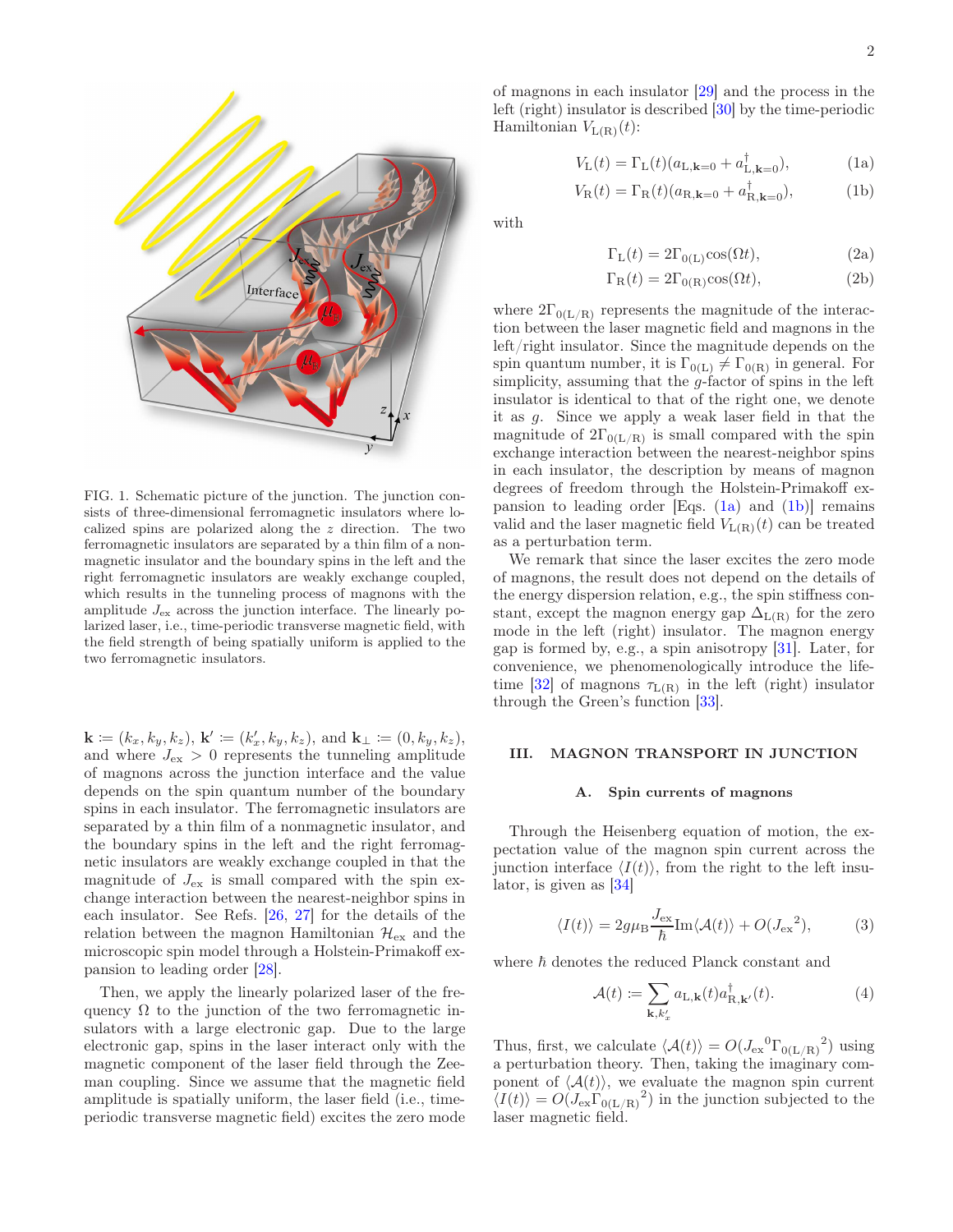FIG. 1. Schematic picture of the junction. The junction consists of three-dimensional ferromagnetic insulators where localized spins are polarized along the $z$ direction. The two ferromagnetic insulators are separated by a thin film of a nonmagnetic insulator and the boundary spins in the left and the right ferromagnetic insulators are weakly exchange coupled, which results in the tunneling process of magnons with the amplitude $J_{\rm ex}$ across the junction interface. The linearly polarized laser, i.e., time-periodic transverse magnetic field, with the field strength of being spatially uniform is applied to the two ferromagnetic insulators.

$\mathbf{k} := (k_x, k_y, k_z)$, $\mathbf{k}' := (k'_x, k_y, k_z)$, and $\mathbf{k}_\perp := (0, k_y, k_z)$, and where $J_{\rm ex} > 0$ represents the tunneling amplitude of magnons across the junction interface and the value depends on the spin quantum number of the boundary spins in each insulator. The ferromagnetic insulators are separated by a thin film of a nonmagnetic insulator, and the boundary spins in the left and the right ferromagnetic insulators are weakly exchange coupled in that the magnitude of $J_{\rm ex}$ is small compared with the spin exchange interaction between the nearest-neighbor spins in each insulator. See Refs. [26, 27] for the details of the relation between the magnon Hamiltonian $\mathcal{H}_{\rm ex}$ and the microscopic spin model through a Holstein-Primakoff expansion to leading order [28].

Then, we apply the linearly polarized laser of the frequency $\Omega$ to the junction of the two ferromagnetic insulators with a large electronic gap. Due to the large electronic gap, spins in the laser interact only with the magnetic component of the laser field through the Zeeman coupling. Since we assume that the magnetic field amplitude is spatially uniform, the laser field (i.e., time-periodic transverse magnetic field) excites the zero mode of magnons in each insulator [29] and the process in the left (right) insulator is described [30] by the time-periodic Hamiltonian $V_{\rm L(R)}(t)$:

$$V_{\rm L}(t) = \Gamma_{\rm L}(t)(a_{{\rm L},\mathbf{k}=0} + a^\dagger_{{\rm L},\mathbf{k}=0}), \tag{1a}$$

$$V_{\rm R}(t) = \Gamma_{\rm R}(t)(a_{{\rm R},\mathbf{k}=0} + a^\dagger_{{\rm R},\mathbf{k}=0}), \tag{1b}$$

with

$$\Gamma_{\rm L}(t) = 2\Gamma_{0({\rm L})}\cos(\Omega t), \tag{2a}$$

$$\Gamma_{\rm R}(t) = 2\Gamma_{0({\rm R})}\cos(\Omega t), \tag{2b}$$

where $2\Gamma_{0({\rm L/R})}$ represents the magnitude of the interaction between the laser magnetic field and magnons in the left/right insulator. Since the magnitude depends on the spin quantum number, it is $\Gamma_{0({\rm L})} \neq \Gamma_{0({\rm R})}$ in general. For simplicity, assuming that the $g$-factor of spins in the left insulator is identical to that of the right one, we denote it as $g$. Since we apply a weak laser field in that the magnitude of $2\Gamma_{0({\rm L/R})}$ is small compared with the spin exchange interaction between the nearest-neighbor spins in each insulator, the description by means of magnon degrees of freedom through the Holstein-Primakoff expansion to leading order [Eqs. (1a) and (1b)] remains valid and the laser magnetic field $V_{\rm L(R)}(t)$ can be treated as a perturbation term.

We remark that since the laser excites the zero mode of magnons, the result does not depend on the details of the energy dispersion relation, e.g., the spin stiffness constant, except the magnon energy gap $\Delta_{\rm L(R)}$ for the zero mode in the left (right) insulator. The magnon energy gap is formed by, e.g., a spin anisotropy [31]. Later, for convenience, we phenomenologically introduce the lifetime [32] of magnons $\tau_{\rm L(R)}$ in the left (right) insulator through the Green's function [33].

## III. MAGNON TRANSPORT IN JUNCTION

### A. Spin currents of magnons

Through the Heisenberg equation of motion, the expectation value of the magnon spin current across the junction interface $\langle I(t)\rangle$, from the right to the left insulator, is given as [34]

$$\langle I(t)\rangle = 2g\mu_{\rm B}\frac{J_{\rm ex}}{\hbar}{\rm Im}\langle\mathcal{A}(t)\rangle + O({J_{\rm ex}}^2), \tag{3}$$

where $\hbar$ denotes the reduced Planck constant and

$$\mathcal{A}(t) := \sum_{\mathbf{k},k'_x} a_{{\rm L},\mathbf{k}}(t)a^\dagger_{{\rm R},\mathbf{k}'}(t). \tag{4}$$

Thus, first, we calculate $\langle\mathcal{A}(t)\rangle = O({J_{\rm ex}}^0{\Gamma_{0({\rm L/R})}}^2)$ using a perturbation theory. Then, taking the imaginary component of $\langle\mathcal{A}(t)\rangle$, we evaluate the magnon spin current $\langle I(t)\rangle = O(J_{\rm ex}{\Gamma_{0({\rm L/R})}}^2)$ in the junction subjected to the laser magnetic field.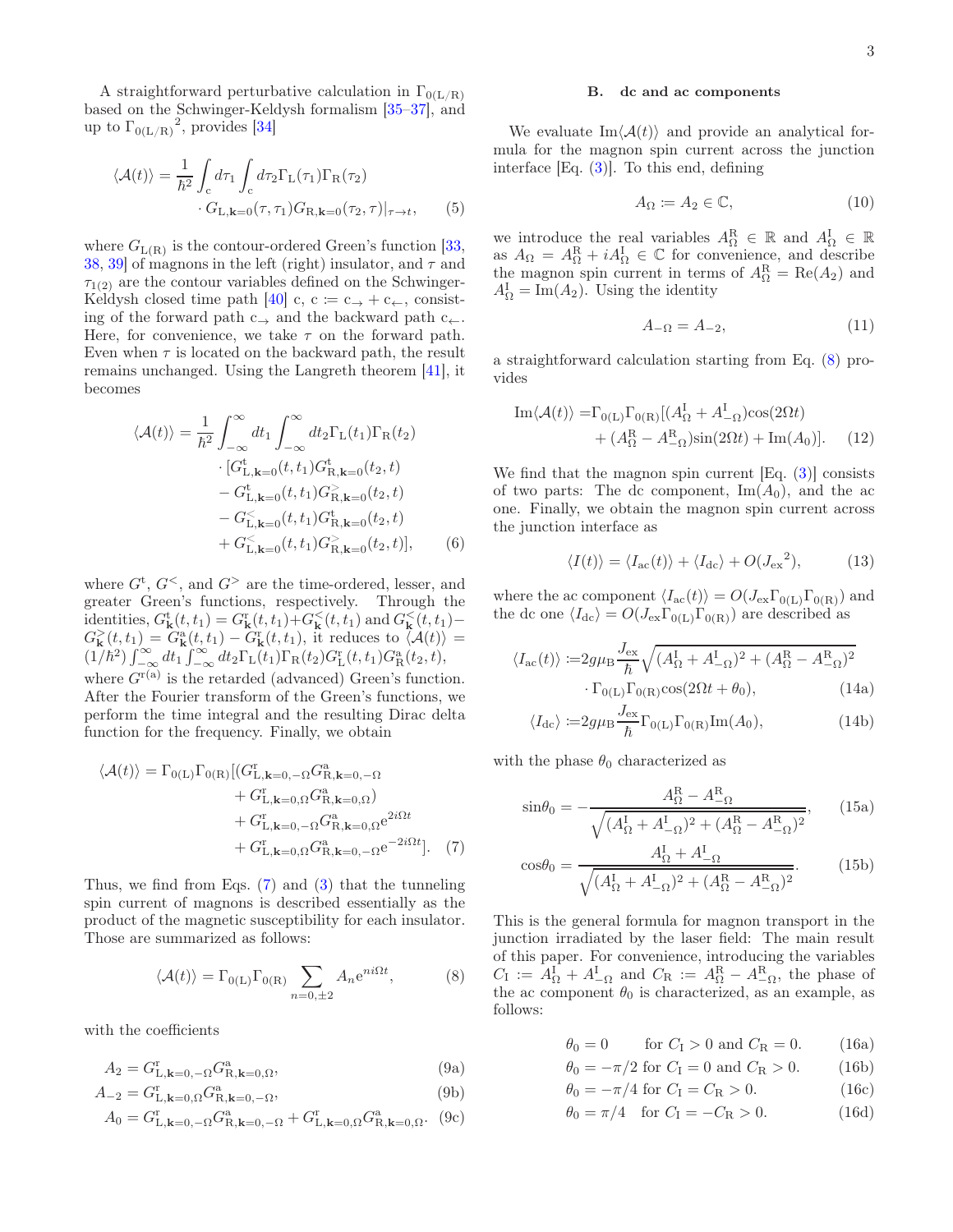A straightforward perturbative calculation in $\Gamma_{0(\mathrm{L/R})}$ based on the Schwinger-Keldysh formalism [35–37], and up to $\Gamma_{0(\mathrm{L/R})}{}^2$, provides [34]

$$\langle \mathcal{A}(t)\rangle = \frac{1}{\hbar^2}\int_{\mathrm{c}} d\tau_1 \int_{\mathrm{c}} d\tau_2 \Gamma_{\mathrm{L}}(\tau_1)\Gamma_{\mathrm{R}}(\tau_2) \cdot G_{\mathrm{L},\mathbf{k}=0}(\tau,\tau_1) G_{\mathrm{R},\mathbf{k}=0}(\tau_2,\tau)|_{\tau\to t}, \tag{5}$$

where $G_{\mathrm{L(R)}}$ is the contour-ordered Green's function [33, 38, 39] of magnons in the left (right) insulator, and $\tau$ and $\tau_{1(2)}$ are the contour variables defined on the Schwinger-Keldysh closed time path [40] c, $\mathrm{c} := \mathrm{c}_{\rightarrow} + \mathrm{c}_{\leftarrow}$, consisting of the forward path $\mathrm{c}_{\rightarrow}$ and the backward path $\mathrm{c}_{\leftarrow}$. Here, for convenience, we take $\tau$ on the forward path. Even when $\tau$ is located on the backward path, the result remains unchanged. Using the Langreth theorem [41], it becomes

$$\begin{aligned}\langle \mathcal{A}(t)\rangle = \frac{1}{\hbar^2}\int_{-\infty}^{\infty} dt_1 \int_{-\infty}^{\infty} dt_2 \Gamma_{\mathrm{L}}(t_1)\Gamma_{\mathrm{R}}(t_2) \\ \cdot [G^{\mathrm{t}}_{\mathrm{L},\mathbf{k}=0}(t,t_1) G^{\mathrm{t}}_{\mathrm{R},\mathbf{k}=0}(t_2,t) \\ - G^{\mathrm{t}}_{\mathrm{L},\mathbf{k}=0}(t,t_1) G^{>}_{\mathrm{R},\mathbf{k}=0}(t_2,t) \\ - G^{<}_{\mathrm{L},\mathbf{k}=0}(t,t_1) G^{\mathrm{t}}_{\mathrm{R},\mathbf{k}=0}(t_2,t) \\ + G^{<}_{\mathrm{L},\mathbf{k}=0}(t,t_1) G^{>}_{\mathrm{R},\mathbf{k}=0}(t_2,t)],\end{aligned} \tag{6}$$

where $G^{\mathrm{t}}$, $G^{<}$, and $G^{>}$ are the time-ordered, lesser, and greater Green's functions, respectively. Through the identities, $G^{\mathrm{t}}_{\mathbf{k}}(t,t_1) = G^{\mathrm{r}}_{\mathbf{k}}(t,t_1) + G^{<}_{\mathbf{k}}(t,t_1)$ and $G^{<}_{\mathbf{k}}(t,t_1) - G^{>}_{\mathbf{k}}(t,t_1) = G^{\mathrm{a}}_{\mathbf{k}}(t,t_1) - G^{\mathrm{r}}_{\mathbf{k}}(t,t_1)$, it reduces to $\langle \mathcal{A}(t)\rangle = (1/\hbar^2)\int_{-\infty}^{\infty} dt_1 \int_{-\infty}^{\infty} dt_2 \Gamma_{\mathrm{L}}(t_1)\Gamma_{\mathrm{R}}(t_2) G^{\mathrm{r}}_{\mathrm{L}}(t,t_1) G^{\mathrm{a}}_{\mathrm{R}}(t_2,t)$, where $G^{\mathrm{r(a)}}$ is the retarded (advanced) Green's function. After the Fourier transform of the Green's functions, we perform the time integral and the resulting Dirac delta function for the frequency. Finally, we obtain

$$\begin{aligned}\langle \mathcal{A}(t)\rangle = \Gamma_{0(\mathrm{L})}\Gamma_{0(\mathrm{R})}[(G^{\mathrm{r}}_{\mathrm{L},\mathbf{k}=0,-\Omega} G^{\mathrm{a}}_{\mathrm{R},\mathbf{k}=0,-\Omega} \\ + G^{\mathrm{r}}_{\mathrm{L},\mathbf{k}=0,\Omega} G^{\mathrm{a}}_{\mathrm{R},\mathbf{k}=0,\Omega}) \\ + G^{\mathrm{r}}_{\mathrm{L},\mathbf{k}=0,-\Omega} G^{\mathrm{a}}_{\mathrm{R},\mathbf{k}=0,\Omega} e^{2i\Omega t} \\ + G^{\mathrm{r}}_{\mathrm{L},\mathbf{k}=0,\Omega} G^{\mathrm{a}}_{\mathrm{R},\mathbf{k}=0,-\Omega} e^{-2i\Omega t}].\end{aligned} \tag{7}$$

Thus, we find from Eqs. (7) and (3) that the tunneling spin current of magnons is described essentially as the product of the magnetic susceptibility for each insulator. Those are summarized as follows:

$$\langle \mathcal{A}(t)\rangle = \Gamma_{0(\mathrm{L})}\Gamma_{0(\mathrm{R})} \sum_{n=0,\pm 2} A_n e^{ni\Omega t}, \tag{8}$$

with the coefficients

$$A_2 = G^{\mathrm{r}}_{\mathrm{L},\mathbf{k}=0,-\Omega} G^{\mathrm{a}}_{\mathrm{R},\mathbf{k}=0,\Omega}, \tag{9a}$$

$$A_{-2} = G^{\mathrm{r}}_{\mathrm{L},\mathbf{k}=0,\Omega} G^{\mathrm{a}}_{\mathrm{R},\mathbf{k}=0,-\Omega}, \tag{9b}$$

$$A_0 = G^{\mathrm{r}}_{\mathrm{L},\mathbf{k}=0,-\Omega} G^{\mathrm{a}}_{\mathrm{R},\mathbf{k}=0,-\Omega} + G^{\mathrm{r}}_{\mathrm{L},\mathbf{k}=0,\Omega} G^{\mathrm{a}}_{\mathrm{R},\mathbf{k}=0,\Omega}. \tag{9c}$$

### B. dc and ac components

We evaluate $\mathrm{Im}\langle \mathcal{A}(t)\rangle$ and provide an analytical formula for the magnon spin current across the junction interface [Eq. (3)]. To this end, defining

$$A_\Omega := A_2 \in \mathbb{C}, \tag{10}$$

we introduce the real variables $A^{\mathrm{R}}_\Omega \in \mathbb{R}$ and $A^{\mathrm{I}}_\Omega \in \mathbb{R}$ as $A_\Omega = A^{\mathrm{R}}_\Omega + iA^{\mathrm{I}}_\Omega \in \mathbb{C}$ for convenience, and describe the magnon spin current in terms of $A^{\mathrm{R}}_\Omega = \mathrm{Re}(A_2)$ and $A^{\mathrm{I}}_\Omega = \mathrm{Im}(A_2)$. Using the identity

$$A_{-\Omega} = A_{-2}, \tag{11}$$

a straightforward calculation starting from Eq. (8) provides

$$\begin{aligned}\mathrm{Im}\langle \mathcal{A}(t)\rangle = \Gamma_{0(\mathrm{L})}\Gamma_{0(\mathrm{R})}[(A^{\mathrm{I}}_\Omega + A^{\mathrm{I}}_{-\Omega})\cos(2\Omega t) \\ + (A^{\mathrm{R}}_\Omega - A^{\mathrm{R}}_{-\Omega})\sin(2\Omega t) + \mathrm{Im}(A_0)].\end{aligned} \tag{12}$$

We find that the magnon spin current [Eq. (3)] consists of two parts: The dc component, $\mathrm{Im}(A_0)$, and the ac one. Finally, we obtain the magnon spin current across the junction interface as

$$\langle I(t)\rangle = \langle I_{\mathrm{ac}}(t)\rangle + \langle I_{\mathrm{dc}}\rangle + O(J_{\mathrm{ex}}{}^2), \tag{13}$$

where the ac component $\langle I_{\mathrm{ac}}(t)\rangle = O(J_{\mathrm{ex}}\Gamma_{0(\mathrm{L})}\Gamma_{0(\mathrm{R})})$ and the dc one $\langle I_{\mathrm{dc}}\rangle = O(J_{\mathrm{ex}}\Gamma_{0(\mathrm{L})}\Gamma_{0(\mathrm{R})})$ are described as

$$\begin{aligned}\langle I_{\mathrm{ac}}(t)\rangle := 2g\mu_{\mathrm{B}}\frac{J_{\mathrm{ex}}}{\hbar}\sqrt{(A^{\mathrm{I}}_\Omega + A^{\mathrm{I}}_{-\Omega})^2 + (A^{\mathrm{R}}_\Omega - A^{\mathrm{R}}_{-\Omega})^2} \\ \cdot \Gamma_{0(\mathrm{L})}\Gamma_{0(\mathrm{R})}\cos(2\Omega t + \theta_0),\end{aligned} \tag{14a}$$

$$\langle I_{\mathrm{dc}}\rangle := 2g\mu_{\mathrm{B}}\frac{J_{\mathrm{ex}}}{\hbar}\Gamma_{0(\mathrm{L})}\Gamma_{0(\mathrm{R})}\mathrm{Im}(A_0), \tag{14b}$$

with the phase $\theta_0$ characterized as

$$\sin\theta_0 = -\frac{A^{\mathrm{R}}_\Omega - A^{\mathrm{R}}_{-\Omega}}{\sqrt{(A^{\mathrm{I}}_\Omega + A^{\mathrm{I}}_{-\Omega})^2 + (A^{\mathrm{R}}_\Omega - A^{\mathrm{R}}_{-\Omega})^2}}, \tag{15a}$$

$$\cos\theta_0 = \frac{A^{\mathrm{I}}_\Omega + A^{\mathrm{I}}_{-\Omega}}{\sqrt{(A^{\mathrm{I}}_\Omega + A^{\mathrm{I}}_{-\Omega})^2 + (A^{\mathrm{R}}_\Omega - A^{\mathrm{R}}_{-\Omega})^2}}. \tag{15b}$$

This is the general formula for magnon transport in the junction irradiated by the laser field: The main result of this paper. For convenience, introducing the variables $C_{\mathrm{I}} := A^{\mathrm{I}}_\Omega + A^{\mathrm{I}}_{-\Omega}$ and $C_{\mathrm{R}} := A^{\mathrm{R}}_\Omega - A^{\mathrm{R}}_{-\Omega}$, the phase of the ac component $\theta_0$ is characterized, as an example, as follows:

$$\theta_0 = 0 \quad \text{for } C_{\mathrm{I}} > 0 \text{ and } C_{\mathrm{R}} = 0. \tag{16a}$$

$$\theta_0 = -\pi/2 \text{ for } C_{\mathrm{I}} = 0 \text{ and } C_{\mathrm{R}} > 0. \tag{16b}$$

$$\theta_0 = -\pi/4 \text{ for } C_{\mathrm{I}} = C_{\mathrm{R}} > 0. \tag{16c}$$

$$\theta_0 = \pi/4 \quad \text{for } C_{\mathrm{I}} = -C_{\mathrm{R}} > 0. \tag{16d}$$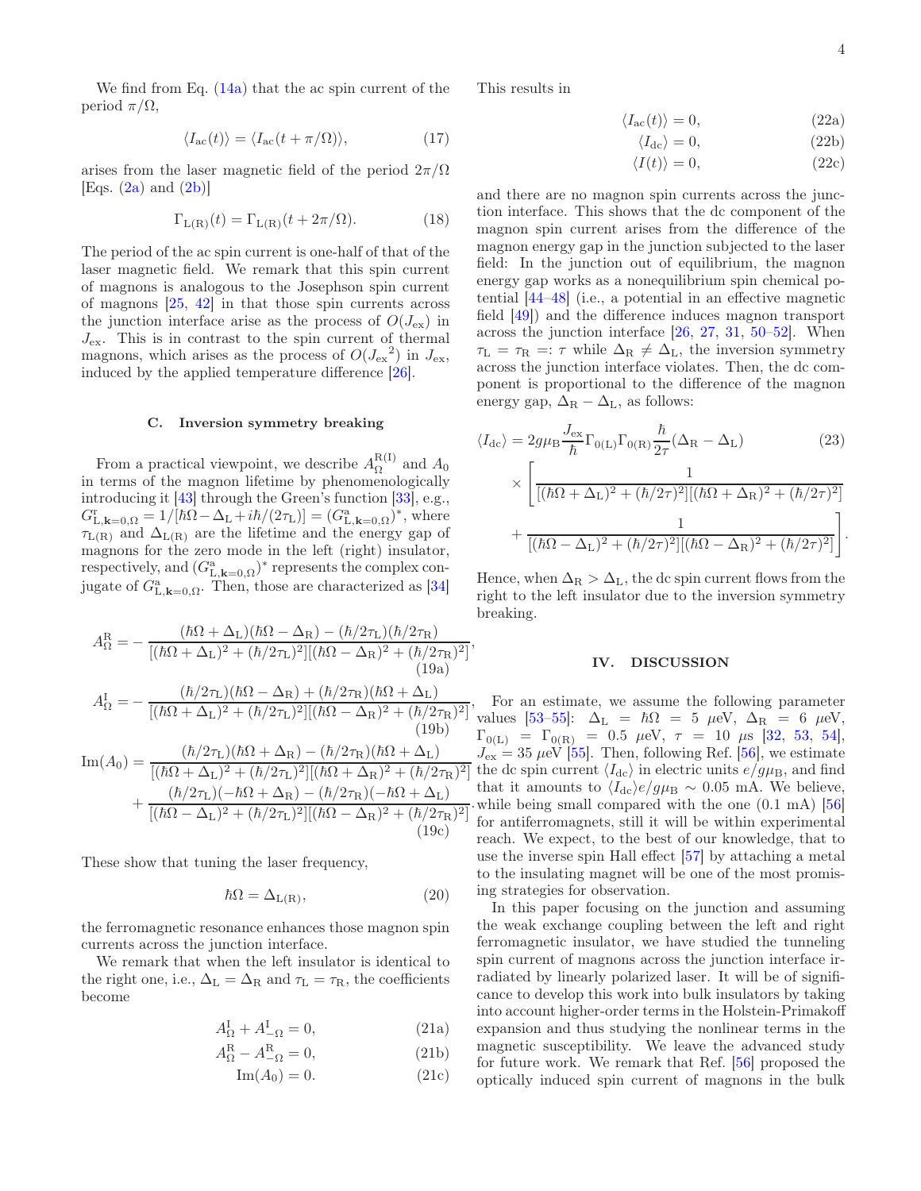We find from Eq. (14a) that the ac spin current of the period $\pi/\Omega$,

$$\langle I_{\rm ac}(t)\rangle = \langle I_{\rm ac}(t+\pi/\Omega)\rangle, \tag{17}$$

arises from the laser magnetic field of the period $2\pi/\Omega$ [Eqs. (2a) and (2b)]

$$\Gamma_{\rm L(R)}(t) = \Gamma_{\rm L(R)}(t+2\pi/\Omega). \tag{18}$$

The period of the ac spin current is one-half of that of the laser magnetic field. We remark that this spin current of magnons is analogous to the Josephson spin current of magnons [25, 42] in that those spin currents across the junction interface arise as the process of $O(J_{\rm ex})$ in $J_{\rm ex}$. This is in contrast to the spin current of thermal magnons, which arises as the process of $O({J_{\rm ex}}^2)$ in $J_{\rm ex}$, induced by the applied temperature difference [26].

### C. Inversion symmetry breaking

From a practical viewpoint, we describe $A_\Omega^{\rm R(I)}$ and $A_0$ in terms of the magnon lifetime by phenomenologically introducing it [43] through the Green's function [33], e.g., $G^{\rm r}_{{\rm L},{\bf k}=0,\Omega} = 1/[\hbar\Omega - \Delta_{\rm L} + i\hbar/(2\tau_{\rm L})] = (G^{\rm a}_{{\rm L},{\bf k}=0,\Omega})^*$, where $\tau_{\rm L(R)}$ and $\Delta_{\rm L(R)}$ are the lifetime and the energy gap of magnons for the zero mode in the left (right) insulator, respectively, and $(G^{\rm a}_{{\rm L},{\bf k}=0,\Omega})^*$ represents the complex conjugate of $G^{\rm a}_{{\rm L},{\bf k}=0,\Omega}$. Then, those are characterized as [34]

$$A_\Omega^{\rm R} = -\frac{(\hbar\Omega+\Delta_{\rm L})(\hbar\Omega-\Delta_{\rm R}) - (\hbar/2\tau_{\rm L})(\hbar/2\tau_{\rm R})}{[(\hbar\Omega+\Delta_{\rm L})^2+(\hbar/2\tau_{\rm L})^2][(\hbar\Omega-\Delta_{\rm R})^2+(\hbar/2\tau_{\rm R})^2]}, \tag{19a}$$

$$A_\Omega^{\rm I} = -\frac{(\hbar/2\tau_{\rm L})(\hbar\Omega-\Delta_{\rm R}) + (\hbar/2\tau_{\rm R})(\hbar\Omega+\Delta_{\rm L})}{[(\hbar\Omega+\Delta_{\rm L})^2+(\hbar/2\tau_{\rm L})^2][(\hbar\Omega-\Delta_{\rm R})^2+(\hbar/2\tau_{\rm R})^2]}, \tag{19b}$$

$${\rm Im}(A_0) = \frac{(\hbar/2\tau_{\rm L})(\hbar\Omega+\Delta_{\rm R}) - (\hbar/2\tau_{\rm R})(\hbar\Omega+\Delta_{\rm L})}{[(\hbar\Omega+\Delta_{\rm L})^2+(\hbar/2\tau_{\rm L})^2][(\hbar\Omega+\Delta_{\rm R})^2+(\hbar/2\tau_{\rm R})^2]} + \frac{(\hbar/2\tau_{\rm L})(-\hbar\Omega+\Delta_{\rm R}) - (\hbar/2\tau_{\rm R})(-\hbar\Omega+\Delta_{\rm L})}{[(\hbar\Omega-\Delta_{\rm L})^2+(\hbar/2\tau_{\rm L})^2][(\hbar\Omega-\Delta_{\rm R})^2+(\hbar/2\tau_{\rm R})^2]}. \tag{19c}$$

These show that tuning the laser frequency,

$$\hbar\Omega = \Delta_{\rm L(R)}, \tag{20}$$

the ferromagnetic resonance enhances those magnon spin currents across the junction interface.

We remark that when the left insulator is identical to the right one, i.e., $\Delta_{\rm L} = \Delta_{\rm R}$ and $\tau_{\rm L} = \tau_{\rm R}$, the coefficients become

$$A_\Omega^{\rm I} + A_{-\Omega}^{\rm I} = 0, \tag{21a}$$

$$A_\Omega^{\rm R} - A_{-\Omega}^{\rm R} = 0, \tag{21b}$$

$${\rm Im}(A_0) = 0. \tag{21c}$$

This results in

$$\langle I_{\rm ac}(t)\rangle = 0, \tag{22a}$$

$$\langle I_{\rm dc}\rangle = 0, \tag{22b}$$

$$\langle I(t)\rangle = 0, \tag{22c}$$

and there are no magnon spin currents across the junction interface. This shows that the dc component of the magnon spin current arises from the difference of the magnon energy gap in the junction subjected to the laser field: In the junction out of equilibrium, the magnon energy gap works as a nonequilibrium spin chemical potential [44–48] (i.e., a potential in an effective magnetic field [49]) and the difference induces magnon transport across the junction interface [26, 27, 31, 50–52]. When $\tau_{\rm L} = \tau_{\rm R} =: \tau$ while $\Delta_{\rm R} \neq \Delta_{\rm L}$, the inversion symmetry across the junction interface violates. Then, the dc component is proportional to the difference of the magnon energy gap, $\Delta_{\rm R} - \Delta_{\rm L}$, as follows:

$$\langle I_{\rm dc}\rangle = 2g\mu_{\rm B}\frac{J_{\rm ex}}{\hbar}\Gamma_{0({\rm L})}\Gamma_{0({\rm R})}\frac{\hbar}{2\tau}(\Delta_{\rm R}-\Delta_{\rm L}) \times \left[\frac{1}{[(\hbar\Omega+\Delta_{\rm L})^2+(\hbar/2\tau)^2][(\hbar\Omega+\Delta_{\rm R})^2+(\hbar/2\tau)^2]} + \frac{1}{[(\hbar\Omega-\Delta_{\rm L})^2+(\hbar/2\tau)^2][(\hbar\Omega-\Delta_{\rm R})^2+(\hbar/2\tau)^2]}\right]. \tag{23}$$

Hence, when $\Delta_{\rm R} > \Delta_{\rm L}$, the dc spin current flows from the right to the left insulator due to the inversion symmetry breaking.

## IV. DISCUSSION

For an estimate, we assume the following parameter values [53–55]: $\Delta_{\rm L} = \hbar\Omega = 5$ $\mu$eV, $\Delta_{\rm R} = 6$ $\mu$eV, $\Gamma_{0({\rm L})} = \Gamma_{0({\rm R})} = 0.5$ $\mu$eV, $\tau = 10$ $\mu$s [32, 53, 54], $J_{\rm ex} = 35$ $\mu$eV [55]. Then, following Ref. [56], we estimate the dc spin current $\langle I_{\rm dc}\rangle$ in electric units $e/g\mu_{\rm B}$, and find that it amounts to $\langle I_{\rm dc}\rangle e/g\mu_{\rm B} \sim 0.05$ mA. We believe, while being small compared with the one (0.1 mA) [56] for antiferromagnets, still it will be within experimental reach. We expect, to the best of our knowledge, that to use the inverse spin Hall effect [57] by attaching a metal to the insulating magnet will be one of the most promising strategies for observation.

In this paper focusing on the junction and assuming the weak exchange coupling between the left and right ferromagnetic insulator, we have studied the tunneling spin current of magnons across the junction interface irradiated by linearly polarized laser. It will be of significance to develop this work into bulk insulators by taking into account higher-order terms in the Holstein-Primakoff expansion and thus studying the nonlinear terms in the magnetic susceptibility. We leave the advanced study for future work. We remark that Ref. [56] proposed the optically induced spin current of magnons in the bulk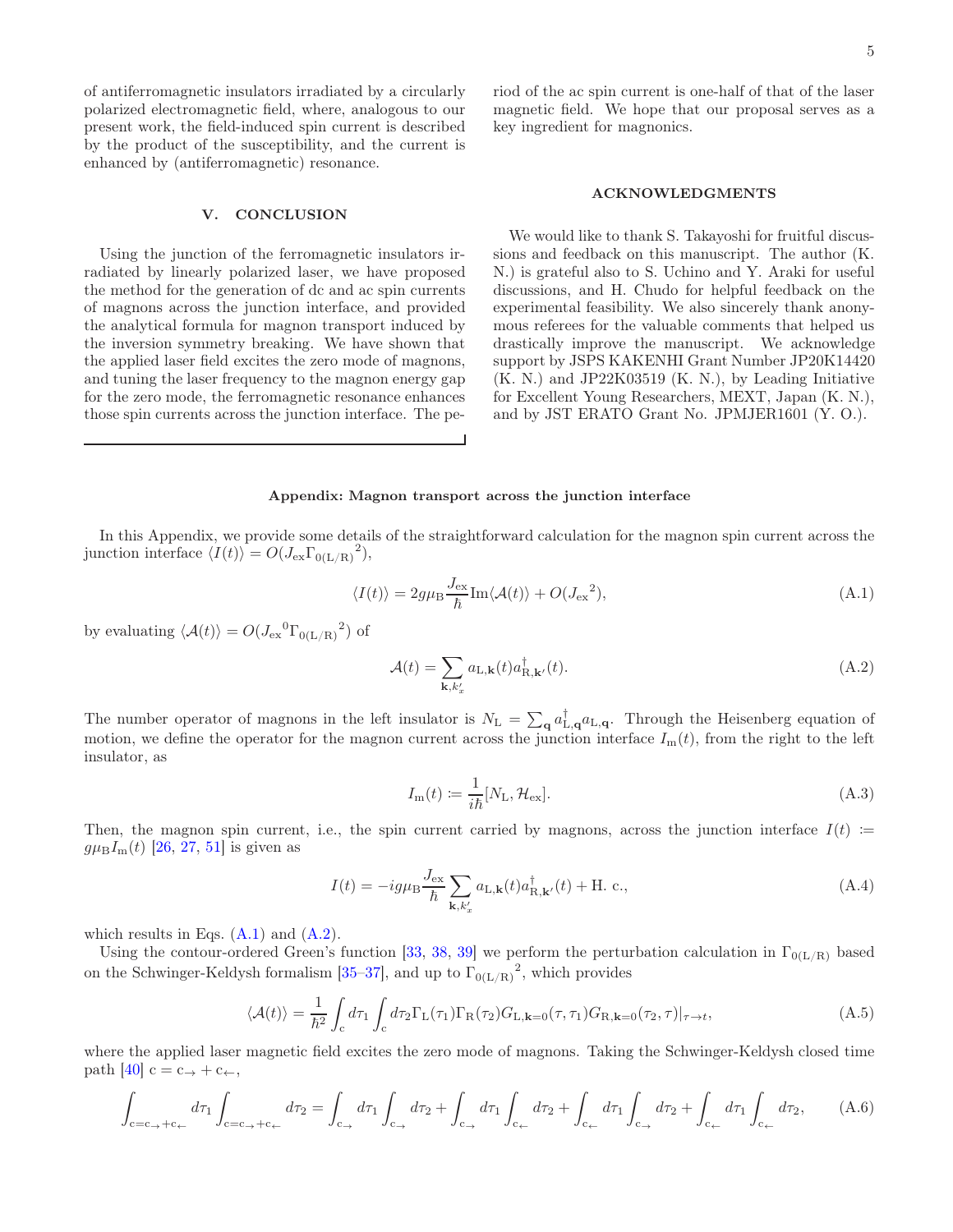of antiferromagnetic insulators irradiated by a circularly polarized electromagnetic field, where, analogous to our present work, the field-induced spin current is described by the product of the susceptibility, and the current is enhanced by (antiferromagnetic) resonance.

## V. CONCLUSION

Using the junction of the ferromagnetic insulators irradiated by linearly polarized laser, we have proposed the method for the generation of dc and ac spin currents of magnons across the junction interface, and provided the analytical formula for magnon transport induced by the inversion symmetry breaking. We have shown that the applied laser field excites the zero mode of magnons, and tuning the laser frequency to the magnon energy gap for the zero mode, the ferromagnetic resonance enhances those spin currents across the junction interface. The period of the ac spin current is one-half of that of the laser magnetic field. We hope that our proposal serves as a key ingredient for magnonics.

## ACKNOWLEDGMENTS

We would like to thank S. Takayoshi for fruitful discussions and feedback on this manuscript. The author (K. N.) is grateful also to S. Uchino and Y. Araki for useful discussions, and H. Chudo for helpful feedback on the experimental feasibility. We also sincerely thank anonymous referees for the valuable comments that helped us drastically improve the manuscript. We acknowledge support by JSPS KAKENHI Grant Number JP20K14420 (K. N.) and JP22K03519 (K. N.), by Leading Initiative for Excellent Young Researchers, MEXT, Japan (K. N.), and by JST ERATO Grant No. JPMJER1601 (Y. O.).

## Appendix: Magnon transport across the junction interface

In this Appendix, we provide some details of the straightforward calculation for the magnon spin current across the junction interface $\langle I(t)\rangle = O(J_{\text{ex}}{\Gamma_{0(\text{L/R})}}^2)$,

$$\langle I(t)\rangle = 2g\mu_{\text{B}}\frac{J_{\text{ex}}}{\hbar}\text{Im}\langle\mathcal{A}(t)\rangle + O({J_{\text{ex}}}^2), \tag{A.1}$$

by evaluating $\langle\mathcal{A}(t)\rangle = O({J_{\text{ex}}}^0{\Gamma_{0(\text{L/R})}}^2)$ of

$$\mathcal{A}(t) = \sum_{\mathbf{k},k'_x} a_{\text{L},\mathbf{k}}(t)a^{\dagger}_{\text{R},\mathbf{k}'}(t). \tag{A.2}$$

The number operator of magnons in the left insulator is $N_{\text{L}} = \sum_{\mathbf{q}} a^{\dagger}_{\text{L},\mathbf{q}}a_{\text{L},\mathbf{q}}$. Through the Heisenberg equation of motion, we define the operator for the magnon current across the junction interface $I_{\text{m}}(t)$, from the right to the left insulator, as

$$I_{\text{m}}(t) \coloneqq \frac{1}{i\hbar}[N_{\text{L}}, \mathcal{H}_{\text{ex}}]. \tag{A.3}$$

Then, the magnon spin current, i.e., the spin current carried by magnons, across the junction interface $I(t) \coloneqq g\mu_{\text{B}}I_{\text{m}}(t)$ [26, 27, 51] is given as

$$I(t) = -ig\mu_{\text{B}}\frac{J_{\text{ex}}}{\hbar}\sum_{\mathbf{k},k'_x} a_{\text{L},\mathbf{k}}(t)a^{\dagger}_{\text{R},\mathbf{k}'}(t) + \text{H. c.}, \tag{A.4}$$

which results in Eqs. (A.1) and (A.2).

Using the contour-ordered Green's function [33, 38, 39] we perform the perturbation calculation in $\Gamma_{0(\text{L/R})}$ based on the Schwinger-Keldysh formalism [35–37], and up to ${\Gamma_{0(\text{L/R})}}^2$, which provides

$$\langle\mathcal{A}(t)\rangle = \frac{1}{\hbar^2}\int_{\text{c}} d\tau_1\int_{\text{c}} d\tau_2\Gamma_{\text{L}}(\tau_1)\Gamma_{\text{R}}(\tau_2)G_{\text{L},\mathbf{k}=0}(\tau,\tau_1)G_{\text{R},\mathbf{k}=0}(\tau_2,\tau)|_{\tau\to t}, \tag{A.5}$$

where the applied laser magnetic field excites the zero mode of magnons. Taking the Schwinger-Keldysh closed time path [40] $\text{c} = \text{c}_{\rightarrow} + \text{c}_{\leftarrow}$,

$$\int_{\text{c}=\text{c}_{\rightarrow}+\text{c}_{\leftarrow}} d\tau_1\int_{\text{c}=\text{c}_{\rightarrow}+\text{c}_{\leftarrow}} d\tau_2 = \int_{\text{c}_{\rightarrow}} d\tau_1\int_{\text{c}_{\rightarrow}} d\tau_2 + \int_{\text{c}_{\rightarrow}} d\tau_1\int_{\text{c}_{\leftarrow}} d\tau_2 + \int_{\text{c}_{\leftarrow}} d\tau_1\int_{\text{c}_{\rightarrow}} d\tau_2 + \int_{\text{c}_{\leftarrow}} d\tau_1\int_{\text{c}_{\leftarrow}} d\tau_2, \tag{A.6}$$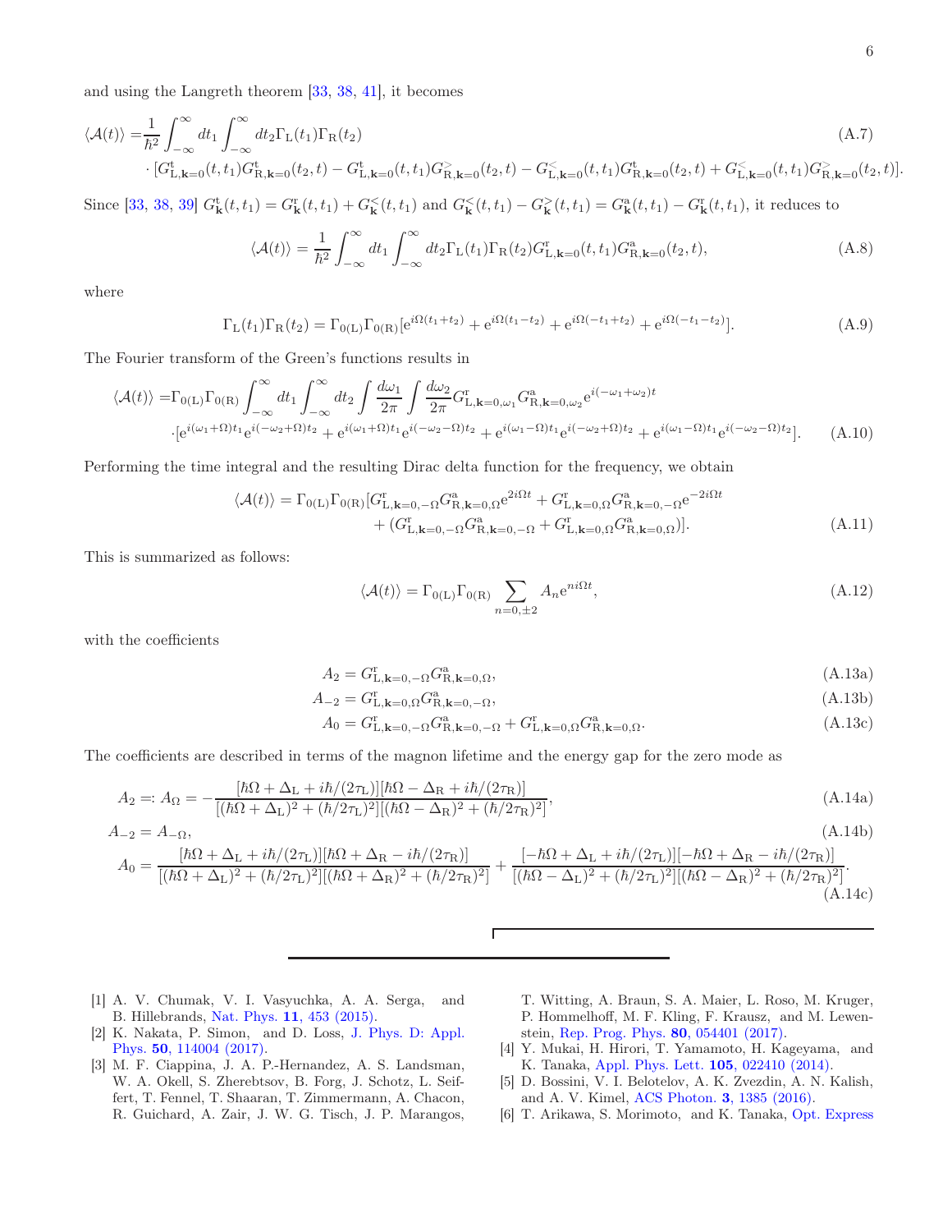and using the Langreth theorem [33, 38, 41], it becomes

$$
\begin{aligned}
\langle \mathcal{A}(t)\rangle =& \frac{1}{\hbar^2}\int_{-\infty}^{\infty} dt_1 \int_{-\infty}^{\infty} dt_2 \Gamma_{\rm L}(t_1)\Gamma_{\rm R}(t_2) \\
&\cdot [G^{\rm t}_{{\rm L},{\bf k}=0}(t,t_1)G^{\rm t}_{{\rm R},{\bf k}=0}(t_2,t) - G^{\rm t}_{{\rm L},{\bf k}=0}(t,t_1)G^{>}_{{\rm R},{\bf k}=0}(t_2,t) - G^{<}_{{\rm L},{\bf k}=0}(t,t_1)G^{\rm t}_{{\rm R},{\bf k}=0}(t_2,t) + G^{<}_{{\rm L},{\bf k}=0}(t,t_1)G^{>}_{{\rm R},{\bf k}=0}(t_2,t)].
\end{aligned} \tag{A.7}
$$

Since [33, 38, 39] $G^{\rm t}_{\bf k}(t,t_1) = G^{\rm r}_{\bf k}(t,t_1) + G^{<}_{\bf k}(t,t_1)$ and $G^{<}_{\bf k}(t,t_1) - G^{>}_{\bf k}(t,t_1) = G^{\rm a}_{\bf k}(t,t_1) - G^{\rm r}_{\bf k}(t,t_1)$, it reduces to

$$
\langle \mathcal{A}(t)\rangle = \frac{1}{\hbar^2}\int_{-\infty}^{\infty} dt_1 \int_{-\infty}^{\infty} dt_2 \Gamma_{\rm L}(t_1)\Gamma_{\rm R}(t_2) G^{\rm r}_{{\rm L},{\bf k}=0}(t,t_1)G^{\rm a}_{{\rm R},{\bf k}=0}(t_2,t), \tag{A.8}
$$

where

$$
\Gamma_{\rm L}(t_1)\Gamma_{\rm R}(t_2) = \Gamma_{0({\rm L})}\Gamma_{0({\rm R})}[{\rm e}^{i\Omega(t_1+t_2)} + {\rm e}^{i\Omega(t_1-t_2)} + {\rm e}^{i\Omega(-t_1+t_2)} + {\rm e}^{i\Omega(-t_1-t_2)}]. \tag{A.9}
$$

The Fourier transform of the Green's functions results in

$$
\begin{aligned}
\langle \mathcal{A}(t)\rangle =& \Gamma_{0({\rm L})}\Gamma_{0({\rm R})}\int_{-\infty}^{\infty} dt_1 \int_{-\infty}^{\infty} dt_2 \int \frac{d\omega_1}{2\pi}\int \frac{d\omega_2}{2\pi} G^{\rm r}_{{\rm L},{\bf k}=0,\omega_1}G^{\rm a}_{{\rm R},{\bf k}=0,\omega_2}{\rm e}^{i(-\omega_1+\omega_2)t} \\
&\cdot [{\rm e}^{i(\omega_1+\Omega)t_1}{\rm e}^{i(-\omega_2+\Omega)t_2} + {\rm e}^{i(\omega_1+\Omega)t_1}{\rm e}^{i(-\omega_2-\Omega)t_2} + {\rm e}^{i(\omega_1-\Omega)t_1}{\rm e}^{i(-\omega_2+\Omega)t_2} + {\rm e}^{i(\omega_1-\Omega)t_1}{\rm e}^{i(-\omega_2-\Omega)t_2}].
\end{aligned} \tag{A.10}
$$

Performing the time integral and the resulting Dirac delta function for the frequency, we obtain

$$
\begin{aligned}
\langle \mathcal{A}(t)\rangle = \Gamma_{0({\rm L})}\Gamma_{0({\rm R})}[& G^{\rm r}_{{\rm L},{\bf k}=0,-\Omega}G^{\rm a}_{{\rm R},{\bf k}=0,\Omega}{\rm e}^{2i\Omega t} + G^{\rm r}_{{\rm L},{\bf k}=0,\Omega}G^{\rm a}_{{\rm R},{\bf k}=0,-\Omega}{\rm e}^{-2i\Omega t} \\
&+ (G^{\rm r}_{{\rm L},{\bf k}=0,-\Omega}G^{\rm a}_{{\rm R},{\bf k}=0,-\Omega} + G^{\rm r}_{{\rm L},{\bf k}=0,\Omega}G^{\rm a}_{{\rm R},{\bf k}=0,\Omega})].
\end{aligned} \tag{A.11}
$$

This is summarized as follows:

$$
\langle \mathcal{A}(t)\rangle = \Gamma_{0({\rm L})}\Gamma_{0({\rm R})}\sum_{n=0,\pm 2} A_n {\rm e}^{ni\Omega t}, \tag{A.12}
$$

with the coefficients

$$
A_2 = G^{\rm r}_{{\rm L},{\bf k}=0,-\Omega}G^{\rm a}_{{\rm R},{\bf k}=0,\Omega}, \tag{A.13a}
$$

$$
A_{-2} = G^{\rm r}_{{\rm L},{\bf k}=0,\Omega}G^{\rm a}_{{\rm R},{\bf k}=0,-\Omega}, \tag{A.13b}
$$

$$
A_0 = G^{\rm r}_{{\rm L},{\bf k}=0,-\Omega}G^{\rm a}_{{\rm R},{\bf k}=0,-\Omega} + G^{\rm r}_{{\rm L},{\bf k}=0,\Omega}G^{\rm a}_{{\rm R},{\bf k}=0,\Omega}. \tag{A.13c}
$$

The coefficients are described in terms of the magnon lifetime and the energy gap for the zero mode as

$$
A_2 =: A_\Omega = -\frac{[\hbar\Omega + \Delta_{\rm L} + i\hbar/(2\tau_{\rm L})][\hbar\Omega - \Delta_{\rm R} + i\hbar/(2\tau_{\rm R})]}{[(\hbar\Omega + \Delta_{\rm L})^2 + (\hbar/2\tau_{\rm L})^2][(\hbar\Omega - \Delta_{\rm R})^2 + (\hbar/2\tau_{\rm R})^2]}, \tag{A.14a}
$$

$$
A_{-2} = A_{-\Omega}, \tag{A.14b}
$$

$$
A_0 = \frac{[\hbar\Omega + \Delta_{\rm L} + i\hbar/(2\tau_{\rm L})][\hbar\Omega + \Delta_{\rm R} - i\hbar/(2\tau_{\rm R})]}{[(\hbar\Omega + \Delta_{\rm L})^2 + (\hbar/2\tau_{\rm L})^2][(\hbar\Omega + \Delta_{\rm R})^2 + (\hbar/2\tau_{\rm R})^2]} + \frac{[-\hbar\Omega + \Delta_{\rm L} + i\hbar/(2\tau_{\rm L})][-\hbar\Omega + \Delta_{\rm R} - i\hbar/(2\tau_{\rm R})]}{[(\hbar\Omega - \Delta_{\rm L})^2 + (\hbar/2\tau_{\rm L})^2][(\hbar\Omega - \Delta_{\rm R})^2 + (\hbar/2\tau_{\rm R})^2]}. \tag{A.14c}
$$

---

[1] A. V. Chumak, V. I. Vasyuchka, A. A. Serga, and B. Hillebrands, Nat. Phys. **11**, 453 (2015).

[2] K. Nakata, P. Simon, and D. Loss, J. Phys. D: Appl. Phys. **50**, 114004 (2017).

[3] M. F. Ciappina, J. A. P.-Hernandez, A. S. Landsman, W. A. Okell, S. Zherebtsov, B. Forg, J. Schotz, L. Seiffert, T. Fennel, T. Shaaran, T. Zimmermann, A. Chacon, R. Guichard, A. Zair, J. W. G. Tisch, J. P. Marangos, T. Witting, A. Braun, S. A. Maier, L. Roso, M. Kruger, P. Hommelhoff, M. F. Kling, F. Krausz, and M. Lewenstein, Rep. Prog. Phys. **80**, 054401 (2017).

[4] Y. Mukai, H. Hirori, T. Yamamoto, H. Kageyama, and K. Tanaka, Appl. Phys. Lett. **105**, 022410 (2014).

[5] D. Bossini, V. I. Belotelov, A. K. Zvezdin, A. N. Kalish, and A. V. Kimel, ACS Photon. **3**, 1385 (2016).

[6] T. Arikawa, S. Morimoto, and K. Tanaka, Opt. Express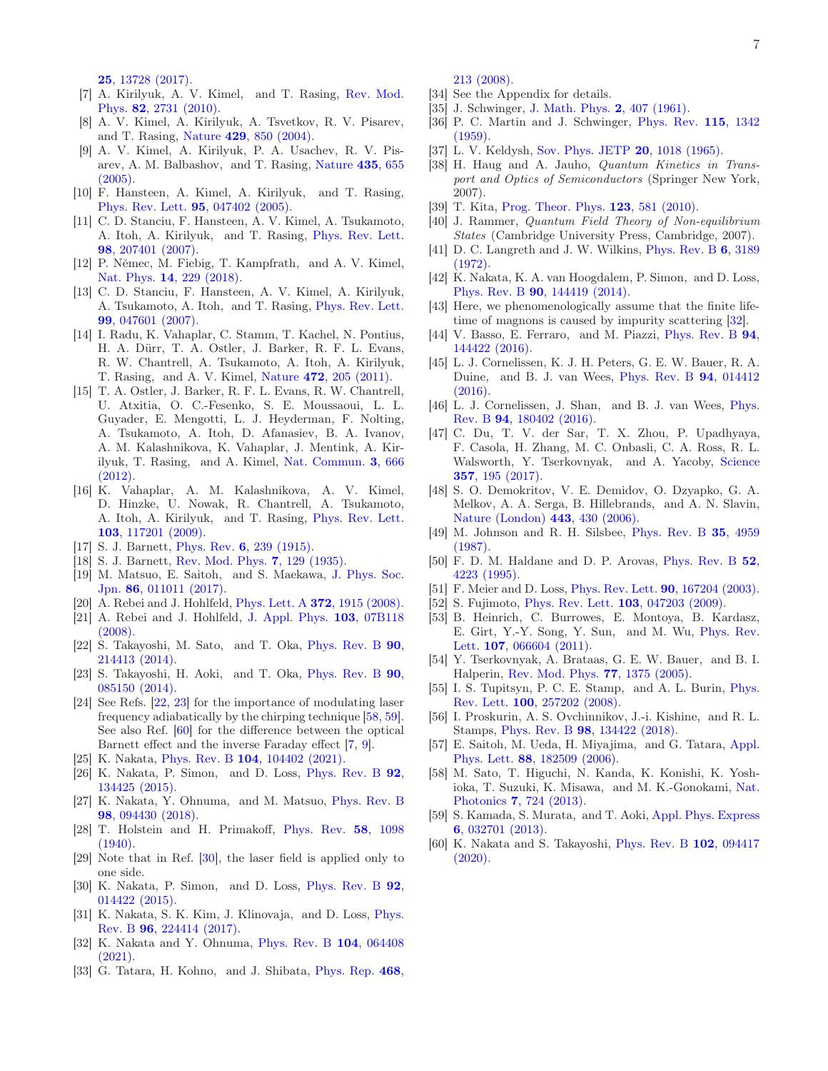25, 13728 (2017).

[7] A. Kirilyuk, A. V. Kimel, and T. Rasing, Rev. Mod. Phys. **82**, 2731 (2010).

[8] A. V. Kimel, A. Kirilyuk, A. Tsvetkov, R. V. Pisarev, and T. Rasing, Nature **429**, 850 (2004).

[9] A. V. Kimel, A. Kirilyuk, P. A. Usachev, R. V. Pisarev, A. M. Balbashov, and T. Rasing, Nature **435**, 655 (2005).

[10] F. Hansteen, A. Kimel, A. Kirilyuk, and T. Rasing, Phys. Rev. Lett. **95**, 047402 (2005).

[11] C. D. Stanciu, F. Hansteen, A. V. Kimel, A. Tsukamoto, A. Itoh, A. Kirilyuk, and T. Rasing, Phys. Rev. Lett. **98**, 207401 (2007).

[12] P. Němec, M. Fiebig, T. Kampfrath, and A. V. Kimel, Nat. Phys. **14**, 229 (2018).

[13] C. D. Stanciu, F. Hansteen, A. V. Kimel, A. Kirilyuk, A. Tsukamoto, A. Itoh, and T. Rasing, Phys. Rev. Lett. **99**, 047601 (2007).

[14] I. Radu, K. Vahaplar, C. Stamm, T. Kachel, N. Pontius, H. A. Dürr, T. A. Ostler, J. Barker, R. F. L. Evans, R. W. Chantrell, A. Tsukamoto, A. Itoh, A. Kirilyuk, T. Rasing, and A. V. Kimel, Nature **472**, 205 (2011).

[15] T. A. Ostler, J. Barker, R. F. L. Evans, R. W. Chantrell, U. Atxitia, O. C.-Fesenko, S. E. Moussaoui, L. L. Guyader, E. Mengotti, L. J. Heyderman, F. Nolting, A. Tsukamoto, A. Itoh, D. Afanasiev, B. A. Ivanov, A. M. Kalashnikova, K. Vahaplar, J. Mentink, A. Kirilyuk, T. Rasing, and A. Kimel, Nat. Commun. **3**, 666 (2012).

[16] K. Vahaplar, A. M. Kalashnikova, A. V. Kimel, D. Hinzke, U. Nowak, R. Chantrell, A. Tsukamoto, A. Itoh, A. Kirilyuk, and T. Rasing, Phys. Rev. Lett. **103**, 117201 (2009).

[17] S. J. Barnett, Phys. Rev. **6**, 239 (1915).

[18] S. J. Barnett, Rev. Mod. Phys. **7**, 129 (1935).

[19] M. Matsuo, E. Saitoh, and S. Maekawa, J. Phys. Soc. Jpn. **86**, 011011 (2017).

[20] A. Rebei and J. Hohlfeld, Phys. Lett. A **372**, 1915 (2008).

[21] A. Rebei and J. Hohlfeld, J. Appl. Phys. **103**, 07B118 (2008).

[22] S. Takayoshi, M. Sato, and T. Oka, Phys. Rev. B **90**, 214413 (2014).

[23] S. Takayoshi, H. Aoki, and T. Oka, Phys. Rev. B **90**, 085150 (2014).

[24] See Refs. [22, 23] for the importance of modulating laser frequency adiabatically by the chirping technique [58, 59]. See also Ref. [60] for the difference between the optical Barnett effect and the inverse Faraday effect [7, 9].

[25] K. Nakata, Phys. Rev. B **104**, 104402 (2021).

[26] K. Nakata, P. Simon, and D. Loss, Phys. Rev. B **92**, 134425 (2015).

[27] K. Nakata, Y. Ohnuma, and M. Matsuo, Phys. Rev. B **98**, 094430 (2018).

[28] T. Holstein and H. Primakoff, Phys. Rev. **58**, 1098 (1940).

[29] Note that in Ref. [30], the laser field is applied only to one side.

[30] K. Nakata, P. Simon, and D. Loss, Phys. Rev. B **92**, 014422 (2015).

[31] K. Nakata, S. K. Kim, J. Klinovaja, and D. Loss, Phys. Rev. B **96**, 224414 (2017).

[32] K. Nakata and Y. Ohnuma, Phys. Rev. B **104**, 064408 (2021).

[33] G. Tatara, H. Kohno, and J. Shibata, Phys. Rep. **468**, 213 (2008).

[34] See the Appendix for details.

[35] J. Schwinger, J. Math. Phys. **2**, 407 (1961).

[36] P. C. Martin and J. Schwinger, Phys. Rev. **115**, 1342 (1959).

[37] L. V. Keldysh, Sov. Phys. JETP **20**, 1018 (1965).

[38] H. Haug and A. Jauho, *Quantum Kinetics in Transport and Optics of Semiconductors* (Springer New York, 2007).

[39] T. Kita, Prog. Theor. Phys. **123**, 581 (2010).

[40] J. Rammer, *Quantum Field Theory of Non-equilibrium States* (Cambridge University Press, Cambridge, 2007).

[41] D. C. Langreth and J. W. Wilkins, Phys. Rev. B **6**, 3189 (1972).

[42] K. Nakata, K. A. van Hoogdalem, P. Simon, and D. Loss, Phys. Rev. B **90**, 144419 (2014).

[43] Here, we phenomenologically assume that the finite lifetime of magnons is caused by impurity scattering [32].

[44] V. Basso, E. Ferraro, and M. Piazzi, Phys. Rev. B **94**, 144422 (2016).

[45] L. J. Cornelissen, K. J. H. Peters, G. E. W. Bauer, R. A. Duine, and B. J. van Wees, Phys. Rev. B **94**, 014412 (2016).

[46] L. J. Cornelissen, J. Shan, and B. J. van Wees, Phys. Rev. B **94**, 180402 (2016).

[47] C. Du, T. V. der Sar, T. X. Zhou, P. Upadhyaya, F. Casola, H. Zhang, M. C. Onbasli, C. A. Ross, R. L. Walsworth, Y. Tserkovnyak, and A. Yacoby, Science **357**, 195 (2017).

[48] S. O. Demokritov, V. E. Demidov, O. Dzyapko, G. A. Melkov, A. A. Serga, B. Hillebrands, and A. N. Slavin, Nature (London) **443**, 430 (2006).

[49] M. Johnson and R. H. Silsbee, Phys. Rev. B **35**, 4959 (1987).

[50] F. D. M. Haldane and D. P. Arovas, Phys. Rev. B **52**, 4223 (1995).

[51] F. Meier and D. Loss, Phys. Rev. Lett. **90**, 167204 (2003).

[52] S. Fujimoto, Phys. Rev. Lett. **103**, 047203 (2009).

[53] B. Heinrich, C. Burrowes, E. Montoya, B. Kardasz, E. Girt, Y.-Y. Song, Y. Sun, and M. Wu, Phys. Rev. Lett. **107**, 066604 (2011).

[54] Y. Tserkovnyak, A. Brataas, G. E. W. Bauer, and B. I. Halperin, Rev. Mod. Phys. **77**, 1375 (2005).

[55] I. S. Tupitsyn, P. C. E. Stamp, and A. L. Burin, Phys. Rev. Lett. **100**, 257202 (2008).

[56] I. Proskurin, A. S. Ovchinnikov, J.-i. Kishine, and R. L. Stamps, Phys. Rev. B **98**, 134422 (2018).

[57] E. Saitoh, M. Ueda, H. Miyajima, and G. Tatara, Appl. Phys. Lett. **88**, 182509 (2006).

[58] M. Sato, T. Higuchi, N. Kanda, K. Konishi, K. Yoshioka, T. Suzuki, K. Misawa, and M. K.-Gonokami, Nat. Photonics **7**, 724 (2013).

[59] S. Kamada, S. Murata, and T. Aoki, Appl. Phys. Express **6**, 032701 (2013).

[60] K. Nakata and S. Takayoshi, Phys. Rev. B **102**, 094417 (2020).